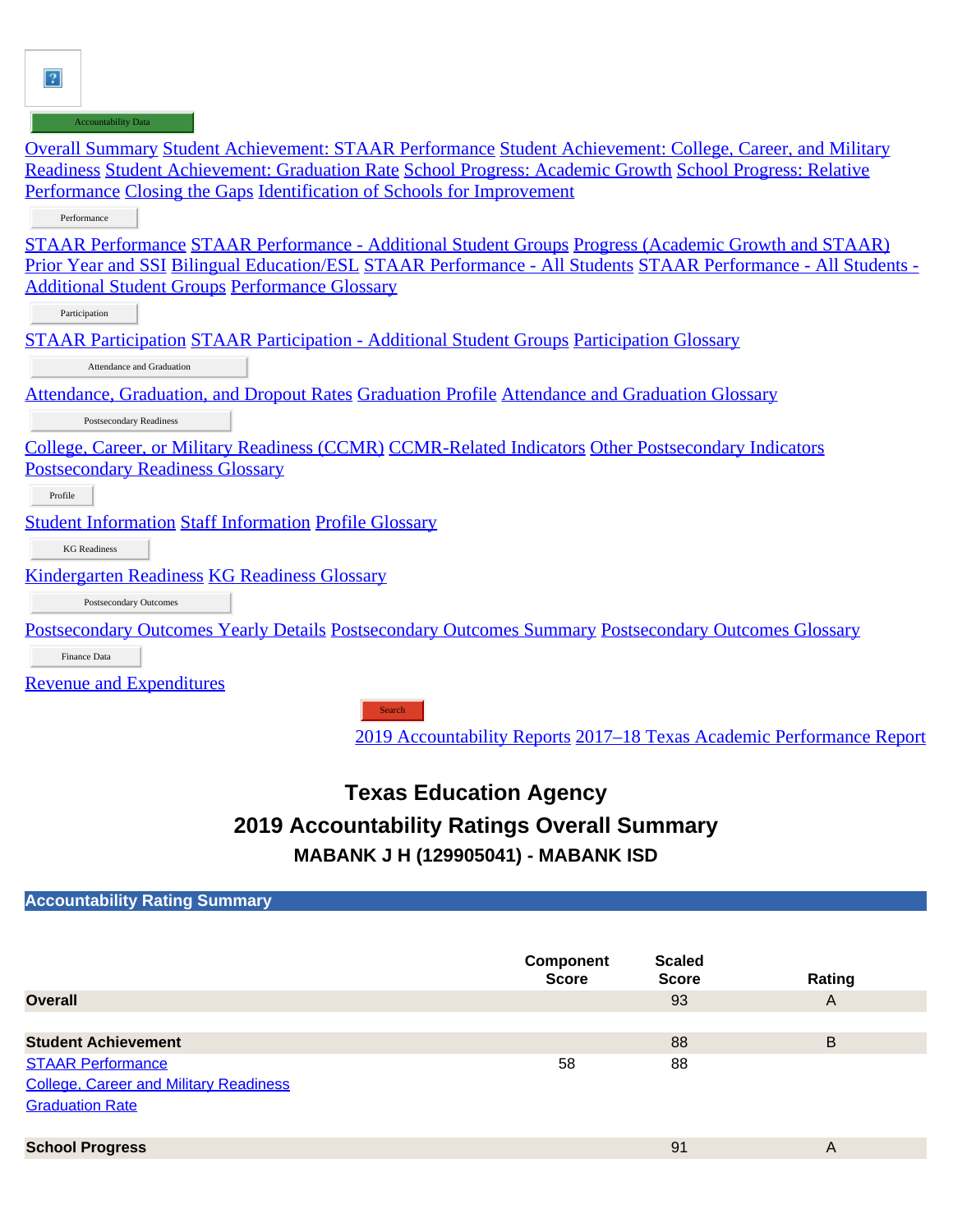Accountability Data

Overall Summary Student Achievement: STAAR Performance Student Achievement: College, Career, and Military Readiness Student Achievement: Graduation Rate School Progress: Academic Growth School Progress: Relative Performance Closing the Gaps Identification of Schools for Improvement

Performance

STAAR Performance STAAR Performance - Additional Student Groups Progress (Academic Growth and STAAR) Prior Year and SSI Bilingual Education/ESL STAAR Performance - All Students STAAR Performance - All Students - Additional Student Groups Performance Glossary

Participation

STAAR Participation STAAR Participation - Additional Student Groups Participation Glossary

Attendance and Graduation

Attendance, Graduation, and Dropout Rates Graduation Profile Attendance and Graduation Glossary

Postsecondary Readiness

College, Career, or Military Readiness (CCMR) CCMR-Related Indicators Other Postsecondary Indicators Postsecondary Readiness Glossary

Profile

Student Information Staff Information Profile Glossary

KG Readiness

Kindergarten Readiness KG Readiness Glossary

Postsecondary Outcomes

Postsecondary Outcomes Yearly Details Postsecondary Outcomes Summary Postsecondary Outcomes Glossary

Finance Data

Revenue and Expenditures

Search

2019 Accountability Reports 2017–18 Texas Academic Performance Report

# Texas Education Agency

## 2019 Accountability Ratings Overall Summary

### MABANK J H (129905041) - MABANK ISD

## Accountability Rating Summary

| | Component Score | Scaled Score | Rating |
|---|---|---|---|
| **Overall** | | 93 | A |
| | | | |
| **Student Achievement** | | 88 | B |
| STAAR Performance | 58 | 88 | |
| College, Career and Military Readiness | | | |
| Graduation Rate | | | |
| | | | |
| **School Progress** | | 91 | A |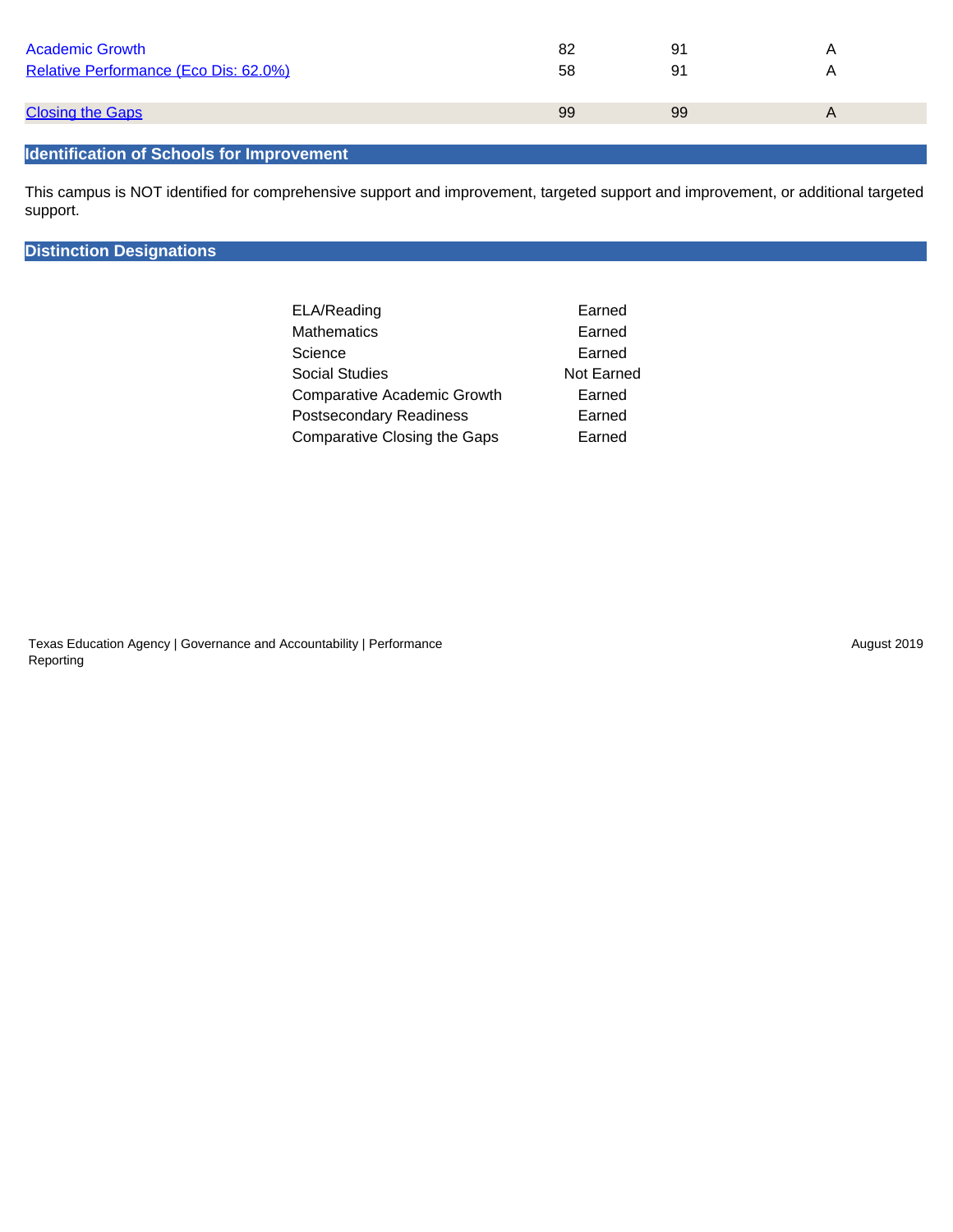| | | | |
|---|---|---|---|
| Academic Growth | 82 | 91 | A |
| Relative Performance (Eco Dis: 62.0%) | 58 | 91 | A |
| Closing the Gaps | 99 | 99 | A |

## Identification of Schools for Improvement

This campus is NOT identified for comprehensive support and improvement, targeted support and improvement, or additional targeted support.

## Distinction Designations

| | |
|---|---|
| ELA/Reading | Earned |
| Mathematics | Earned |
| Science | Earned |
| Social Studies | Not Earned |
| Comparative Academic Growth | Earned |
| Postsecondary Readiness | Earned |
| Comparative Closing the Gaps | Earned |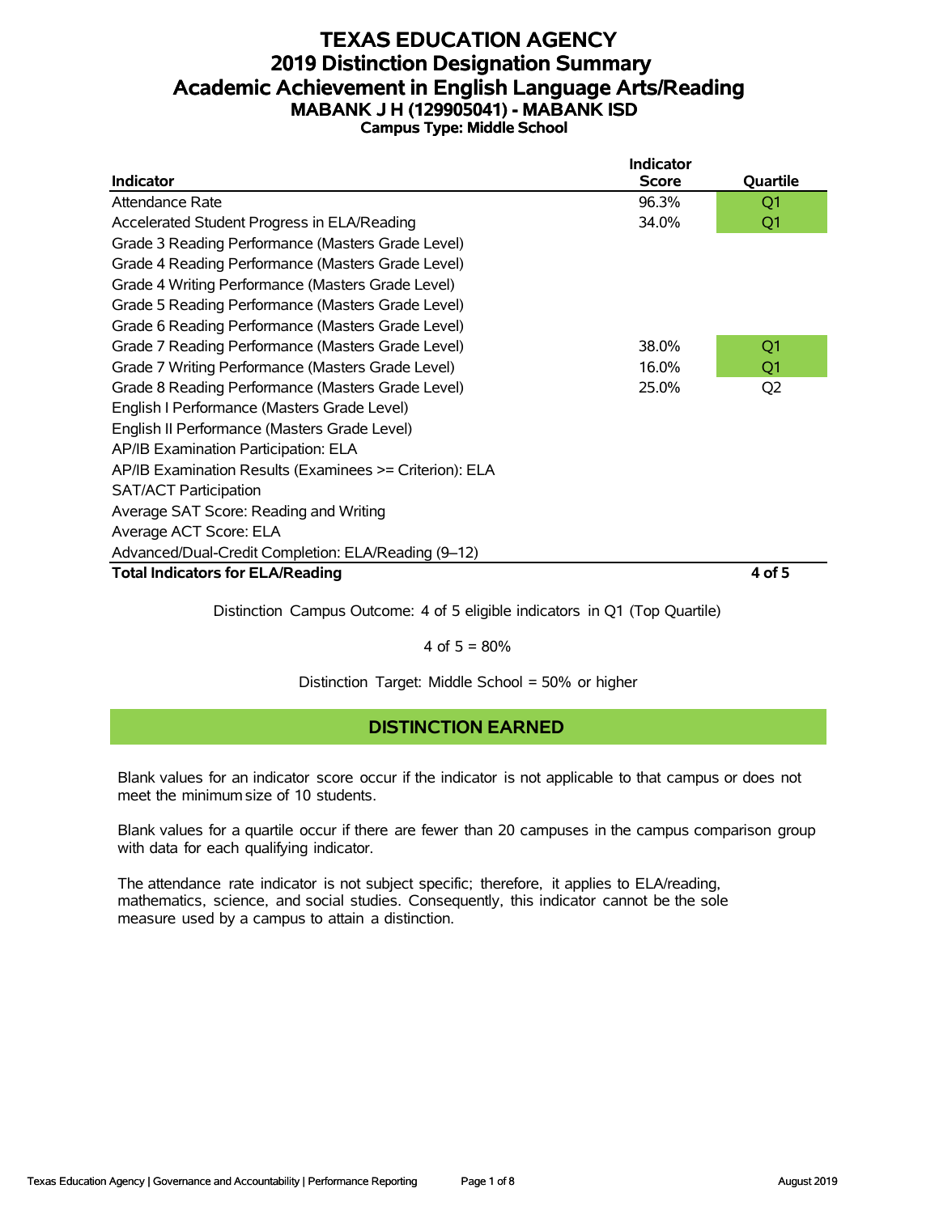# TEXAS EDUCATION AGENCY
## 2019 Distinction Designation Summary
## Academic Achievement in English Language Arts/Reading
### MABANK J H (129905041) - MABANK ISD
**Campus Type: Middle School**

| Indicator | Indicator Score | Quartile |
|---|---|---|
| Attendance Rate | 96.3% | Q1 |
| Accelerated Student Progress in ELA/Reading | 34.0% | Q1 |
| Grade 3 Reading Performance (Masters Grade Level) | | |
| Grade 4 Reading Performance (Masters Grade Level) | | |
| Grade 4 Writing Performance (Masters Grade Level) | | |
| Grade 5 Reading Performance (Masters Grade Level) | | |
| Grade 6 Reading Performance (Masters Grade Level) | | |
| Grade 7 Reading Performance (Masters Grade Level) | 38.0% | Q1 |
| Grade 7 Writing Performance (Masters Grade Level) | 16.0% | Q1 |
| Grade 8 Reading Performance (Masters Grade Level) | 25.0% | Q2 |
| English I Performance (Masters Grade Level) | | |
| English II Performance (Masters Grade Level) | | |
| AP/IB Examination Participation: ELA | | |
| AP/IB Examination Results (Examinees >= Criterion): ELA | | |
| SAT/ACT Participation | | |
| Average SAT Score: Reading and Writing | | |
| Average ACT Score: ELA | | |
| Advanced/Dual-Credit Completion: ELA/Reading (9–12) | | |
| **Total Indicators for ELA/Reading** | | **4 of 5** |

Distinction Campus Outcome: 4 of 5 eligible indicators in Q1 (Top Quartile)

4 of 5 = 80%

Distinction Target: Middle School = 50% or higher

**DISTINCTION EARNED**

Blank values for an indicator score occur if the indicator is not applicable to that campus or does not meet the minimum size of 10 students.

Blank values for a quartile occur if there are fewer than 20 campuses in the campus comparison group with data for each qualifying indicator.

The attendance rate indicator is not subject specific; therefore, it applies to ELA/reading, mathematics, science, and social studies. Consequently, this indicator cannot be the sole measure used by a campus to attain a distinction.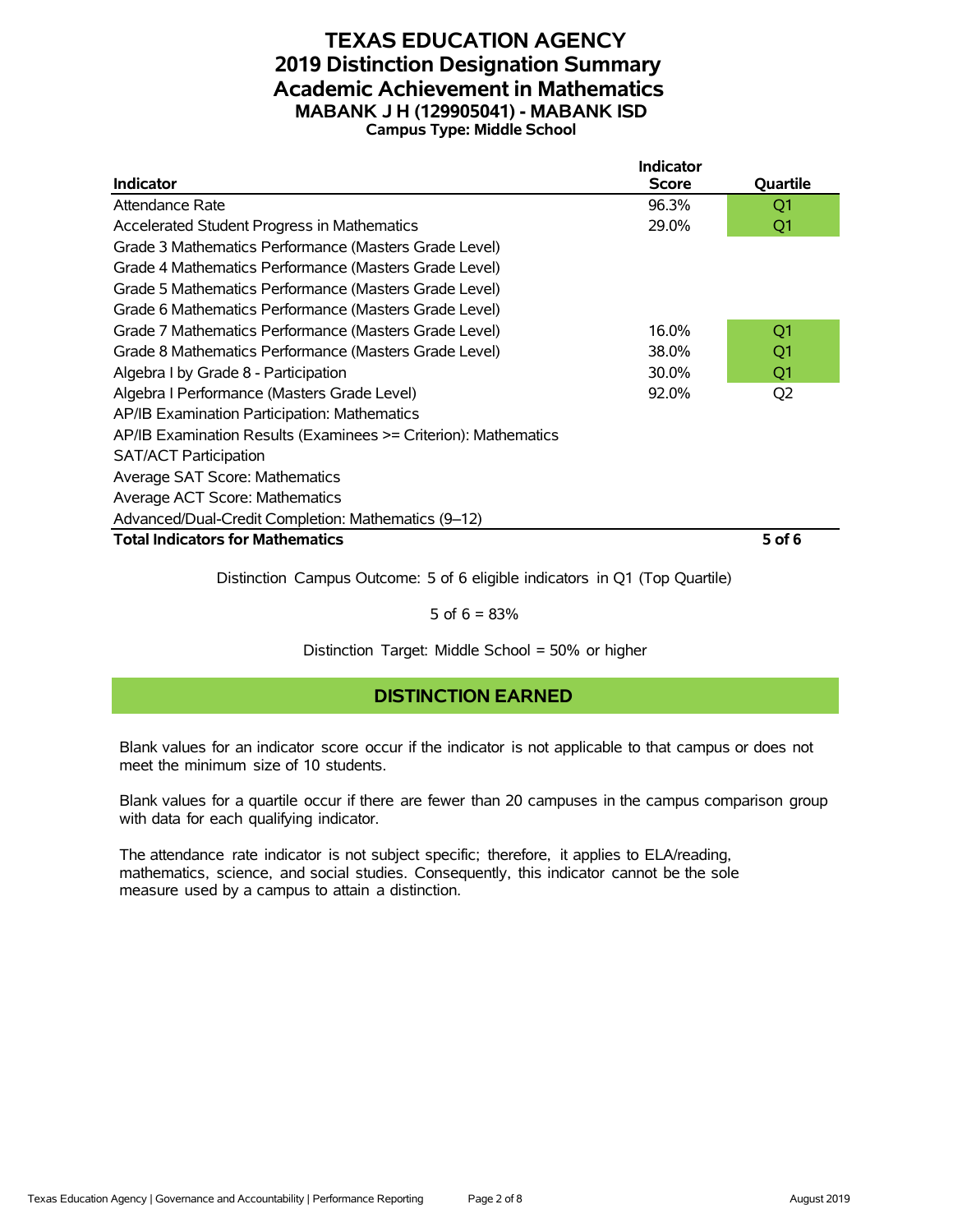# TEXAS EDUCATION AGENCY
## 2019 Distinction Designation Summary
## Academic Achievement in Mathematics
### MABANK J H (129905041) - MABANK ISD
**Campus Type: Middle School**

| Indicator | Indicator Score | Quartile |
|---|---|---|
| Attendance Rate | 96.3% | Q1 |
| Accelerated Student Progress in Mathematics | 29.0% | Q1 |
| Grade 3 Mathematics Performance (Masters Grade Level) | | |
| Grade 4 Mathematics Performance (Masters Grade Level) | | |
| Grade 5 Mathematics Performance (Masters Grade Level) | | |
| Grade 6 Mathematics Performance (Masters Grade Level) | | |
| Grade 7 Mathematics Performance (Masters Grade Level) | 16.0% | Q1 |
| Grade 8 Mathematics Performance (Masters Grade Level) | 38.0% | Q1 |
| Algebra I by Grade 8 - Participation | 30.0% | Q1 |
| Algebra I Performance (Masters Grade Level) | 92.0% | Q2 |
| AP/IB Examination Participation: Mathematics | | |
| AP/IB Examination Results (Examinees >= Criterion): Mathematics | | |
| SAT/ACT Participation | | |
| Average SAT Score: Mathematics | | |
| Average ACT Score: Mathematics | | |
| Advanced/Dual-Credit Completion: Mathematics (9–12) | | |
| **Total Indicators for Mathematics** | | **5 of 6** |

Distinction Campus Outcome: 5 of 6 eligible indicators in Q1 (Top Quartile)

5 of 6 = 83%

Distinction Target: Middle School = 50% or higher

**DISTINCTION EARNED**

Blank values for an indicator score occur if the indicator is not applicable to that campus or does not meet the minimum size of 10 students.

Blank values for a quartile occur if there are fewer than 20 campuses in the campus comparison group with data for each qualifying indicator.

The attendance rate indicator is not subject specific; therefore, it applies to ELA/reading, mathematics, science, and social studies. Consequently, this indicator cannot be the sole measure used by a campus to attain a distinction.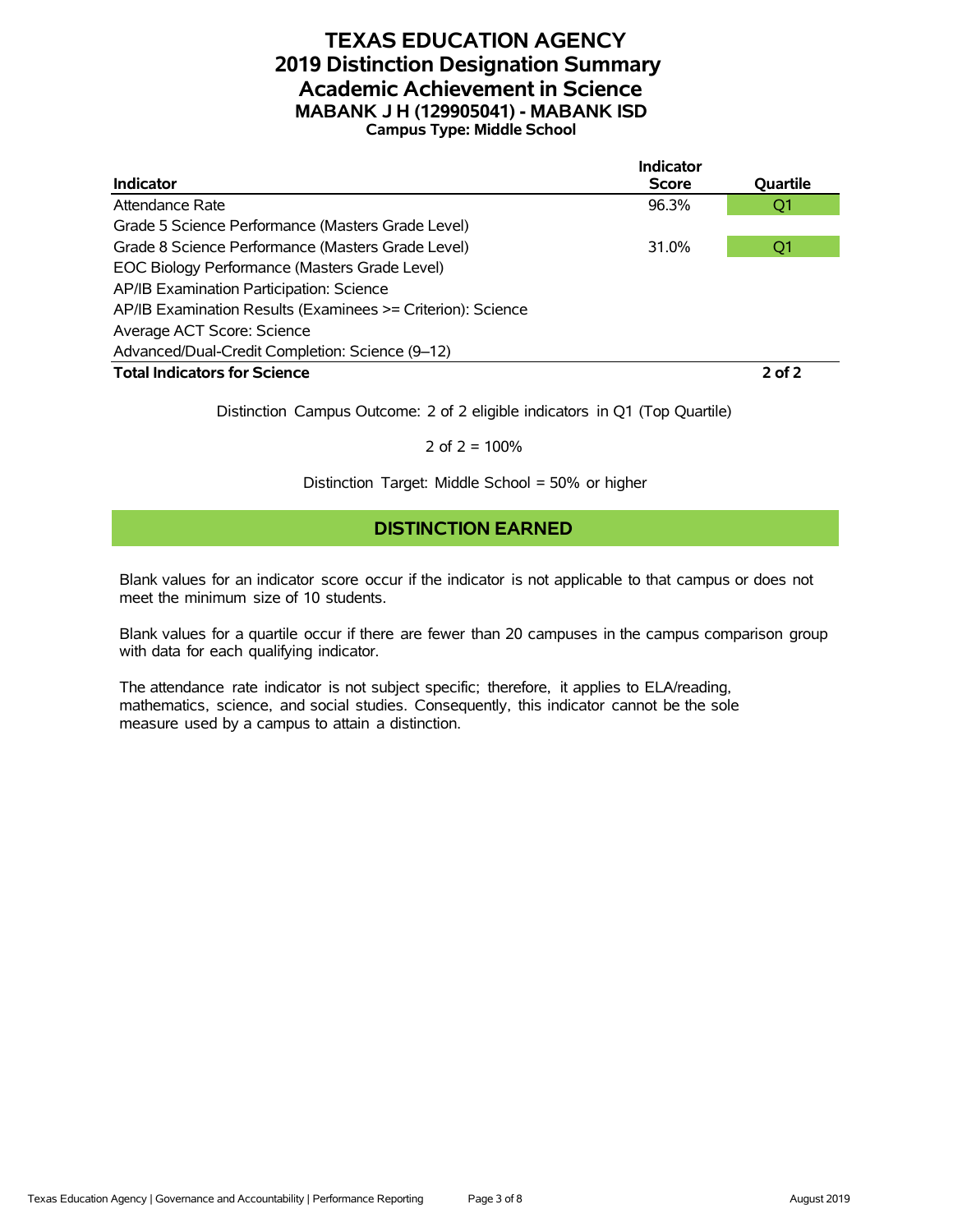# TEXAS EDUCATION AGENCY
## 2019 Distinction Designation Summary
## Academic Achievement in Science
### MABANK J H (129905041) - MABANK ISD
**Campus Type: Middle School**

| Indicator | Indicator Score | Quartile |
|---|---|---|
| Attendance Rate | 96.3% | Q1 |
| Grade 5 Science Performance (Masters Grade Level) | | |
| Grade 8 Science Performance (Masters Grade Level) | 31.0% | Q1 |
| EOC Biology Performance (Masters Grade Level) | | |
| AP/IB Examination Participation: Science | | |
| AP/IB Examination Results (Examinees >= Criterion): Science | | |
| Average ACT Score: Science | | |
| Advanced/Dual-Credit Completion: Science (9–12) | | |
| **Total Indicators for Science** | | **2 of 2** |

Distinction Campus Outcome: 2 of 2 eligible indicators in Q1 (Top Quartile)

2 of 2 = 100%

Distinction Target: Middle School = 50% or higher

**DISTINCTION EARNED**

Blank values for an indicator score occur if the indicator is not applicable to that campus or does not meet the minimum size of 10 students.

Blank values for a quartile occur if there are fewer than 20 campuses in the campus comparison group with data for each qualifying indicator.

The attendance rate indicator is not subject specific; therefore, it applies to ELA/reading, mathematics, science, and social studies. Consequently, this indicator cannot be the sole measure used by a campus to attain a distinction.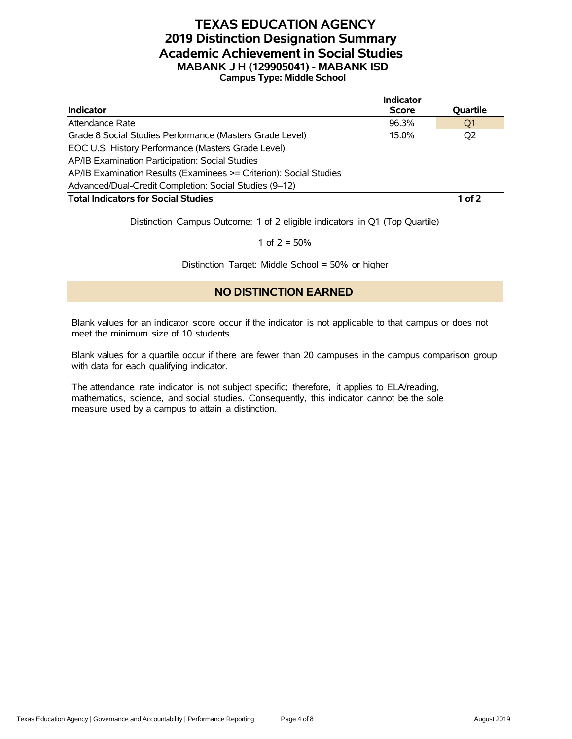# TEXAS EDUCATION AGENCY
## 2019 Distinction Designation Summary
## Academic Achievement in Social Studies
### MABANK J H (129905041) - MABANK ISD
**Campus Type: Middle School**

| Indicator | Indicator Score | Quartile |
|---|---|---|
| Attendance Rate | 96.3% | Q1 |
| Grade 8 Social Studies Performance (Masters Grade Level) | 15.0% | Q2 |
| EOC U.S. History Performance (Masters Grade Level) | | |
| AP/IB Examination Participation: Social Studies | | |
| AP/IB Examination Results (Examinees >= Criterion): Social Studies | | |
| Advanced/Dual-Credit Completion: Social Studies (9–12) | | |
| **Total Indicators for Social Studies** | | **1 of 2** |

Distinction Campus Outcome: 1 of 2 eligible indicators in Q1 (Top Quartile)

1 of 2 = 50%

Distinction Target: Middle School = 50% or higher

**NO DISTINCTION EARNED**

Blank values for an indicator score occur if the indicator is not applicable to that campus or does not meet the minimum size of 10 students.

Blank values for a quartile occur if there are fewer than 20 campuses in the campus comparison group with data for each qualifying indicator.

The attendance rate indicator is not subject specific; therefore, it applies to ELA/reading, mathematics, science, and social studies. Consequently, this indicator cannot be the sole measure used by a campus to attain a distinction.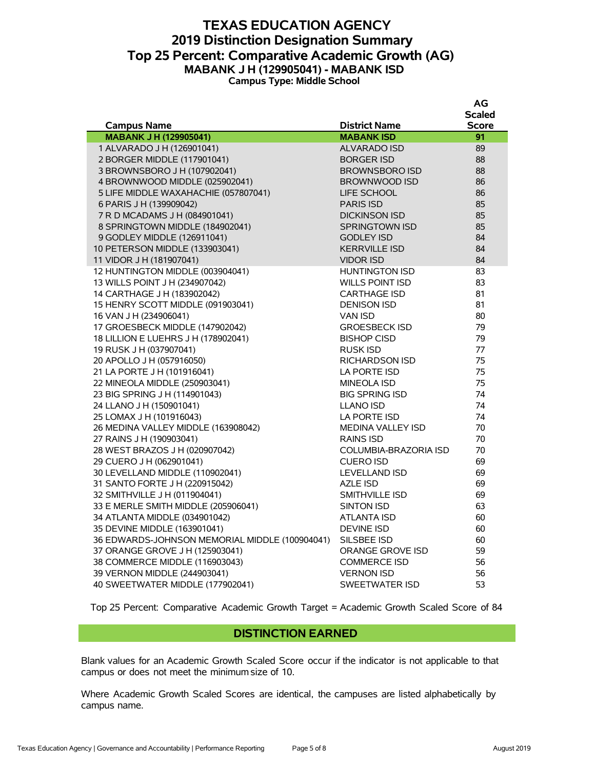# TEXAS EDUCATION AGENCY
## 2019 Distinction Designation Summary
## Top 25 Percent: Comparative Academic Growth (AG)
### MABANK J H (129905041) - MABANK ISD
**Campus Type: Middle School**

| Campus Name | District Name | AG Scaled Score |
|---|---|---|
| **MABANK J H (129905041)** | **MABANK ISD** | **91** |
| 1 ALVARADO J H (126901041) | ALVARADO ISD | 89 |
| 2 BORGER MIDDLE (117901041) | BORGER ISD | 88 |
| 3 BROWNSBORO J H (107902041) | BROWNSBORO ISD | 88 |
| 4 BROWNWOOD MIDDLE (025902041) | BROWNWOOD ISD | 86 |
| 5 LIFE MIDDLE WAXAHACHIE (057807041) | LIFE SCHOOL | 86 |
| 6 PARIS J H (139909042) | PARIS ISD | 85 |
| 7 R D MCADAMS J H (084901041) | DICKINSON ISD | 85 |
| 8 SPRINGTOWN MIDDLE (184902041) | SPRINGTOWN ISD | 85 |
| 9 GODLEY MIDDLE (126911041) | GODLEY ISD | 84 |
| 10 PETERSON MIDDLE (133903041) | KERRVILLE ISD | 84 |
| 11 VIDOR J H (181907041) | VIDOR ISD | 84 |
| 12 HUNTINGTON MIDDLE (003904041) | HUNTINGTON ISD | 83 |
| 13 WILLS POINT J H (234907042) | WILLS POINT ISD | 83 |
| 14 CARTHAGE J H (183902042) | CARTHAGE ISD | 81 |
| 15 HENRY SCOTT MIDDLE (091903041) | DENISON ISD | 81 |
| 16 VAN J H (234906041) | VAN ISD | 80 |
| 17 GROESBECK MIDDLE (147902042) | GROESBECK ISD | 79 |
| 18 LILLION E LUEHRS J H (178902041) | BISHOP CISD | 79 |
| 19 RUSK J H (037907041) | RUSK ISD | 77 |
| 20 APOLLO J H (057916050) | RICHARDSON ISD | 75 |
| 21 LA PORTE J H (101916041) | LA PORTE ISD | 75 |
| 22 MINEOLA MIDDLE (250903041) | MINEOLA ISD | 75 |
| 23 BIG SPRING J H (114901043) | BIG SPRING ISD | 74 |
| 24 LLANO J H (150901041) | LLANO ISD | 74 |
| 25 LOMAX J H (101916043) | LA PORTE ISD | 74 |
| 26 MEDINA VALLEY MIDDLE (163908042) | MEDINA VALLEY ISD | 70 |
| 27 RAINS J H (190903041) | RAINS ISD | 70 |
| 28 WEST BRAZOS J H (020907042) | COLUMBIA-BRAZORIA ISD | 70 |
| 29 CUERO J H (062901041) | CUERO ISD | 69 |
| 30 LEVELLAND MIDDLE (110902041) | LEVELLAND ISD | 69 |
| 31 SANTO FORTE J H (220915042) | AZLE ISD | 69 |
| 32 SMITHVILLE J H (011904041) | SMITHVILLE ISD | 69 |
| 33 E MERLE SMITH MIDDLE (205906041) | SINTON ISD | 63 |
| 34 ATLANTA MIDDLE (034901042) | ATLANTA ISD | 60 |
| 35 DEVINE MIDDLE (163901041) | DEVINE ISD | 60 |
| 36 EDWARDS-JOHNSON MEMORIAL MIDDLE (100904041) | SILSBEE ISD | 60 |
| 37 ORANGE GROVE J H (125903041) | ORANGE GROVE ISD | 59 |
| 38 COMMERCE MIDDLE (116903043) | COMMERCE ISD | 56 |
| 39 VERNON MIDDLE (244903041) | VERNON ISD | 56 |
| 40 SWEETWATER MIDDLE (177902041) | SWEETWATER ISD | 53 |

Top 25 Percent: Comparative Academic Growth Target = Academic Growth Scaled Score of 84

## DISTINCTION EARNED

Blank values for an Academic Growth Scaled Score occur if the indicator is not applicable to that campus or does not meet the minimum size of 10.

Where Academic Growth Scaled Scores are identical, the campuses are listed alphabetically by campus name.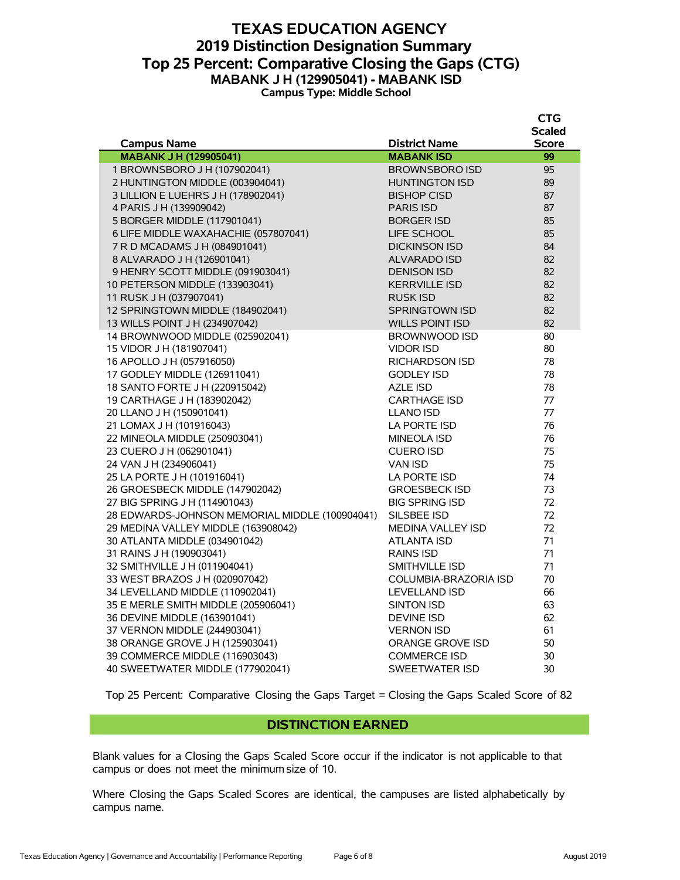# TEXAS EDUCATION AGENCY
## 2019 Distinction Designation Summary
## Top 25 Percent: Comparative Closing the Gaps (CTG)
### MABANK J H (129905041) - MABANK ISD
**Campus Type: Middle School**

| Campus Name | District Name | CTG Scaled Score |
|---|---|---|
| **MABANK J H (129905041)** | **MABANK ISD** | **99** |
| 1 BROWNSBORO J H (107902041) | BROWNSBORO ISD | 95 |
| 2 HUNTINGTON MIDDLE (003904041) | HUNTINGTON ISD | 89 |
| 3 LILLION E LUEHRS J H (178902041) | BISHOP CISD | 87 |
| 4 PARIS J H (139909042) | PARIS ISD | 87 |
| 5 BORGER MIDDLE (117901041) | BORGER ISD | 85 |
| 6 LIFE MIDDLE WAXAHACHIE (057807041) | LIFE SCHOOL | 85 |
| 7 R D MCADAMS J H (084901041) | DICKINSON ISD | 84 |
| 8 ALVARADO J H (126901041) | ALVARADO ISD | 82 |
| 9 HENRY SCOTT MIDDLE (091903041) | DENISON ISD | 82 |
| 10 PETERSON MIDDLE (133903041) | KERRVILLE ISD | 82 |
| 11 RUSK J H (037907041) | RUSK ISD | 82 |
| 12 SPRINGTOWN MIDDLE (184902041) | SPRINGTOWN ISD | 82 |
| 13 WILLS POINT J H (234907042) | WILLS POINT ISD | 82 |
| 14 BROWNWOOD MIDDLE (025902041) | BROWNWOOD ISD | 80 |
| 15 VIDOR J H (181907041) | VIDOR ISD | 80 |
| 16 APOLLO J H (057916050) | RICHARDSON ISD | 78 |
| 17 GODLEY MIDDLE (126911041) | GODLEY ISD | 78 |
| 18 SANTO FORTE J H (220915042) | AZLE ISD | 78 |
| 19 CARTHAGE J H (183902042) | CARTHAGE ISD | 77 |
| 20 LLANO J H (150901041) | LLANO ISD | 77 |
| 21 LOMAX J H (101916043) | LA PORTE ISD | 76 |
| 22 MINEOLA MIDDLE (250903041) | MINEOLA ISD | 76 |
| 23 CUERO J H (062901041) | CUERO ISD | 75 |
| 24 VAN J H (234906041) | VAN ISD | 75 |
| 25 LA PORTE J H (101916041) | LA PORTE ISD | 74 |
| 26 GROESBECK MIDDLE (147902042) | GROESBECK ISD | 73 |
| 27 BIG SPRING J H (114901043) | BIG SPRING ISD | 72 |
| 28 EDWARDS-JOHNSON MEMORIAL MIDDLE (100904041) | SILSBEE ISD | 72 |
| 29 MEDINA VALLEY MIDDLE (163908042) | MEDINA VALLEY ISD | 72 |
| 30 ATLANTA MIDDLE (034901042) | ATLANTA ISD | 71 |
| 31 RAINS J H (190903041) | RAINS ISD | 71 |
| 32 SMITHVILLE J H (011904041) | SMITHVILLE ISD | 71 |
| 33 WEST BRAZOS J H (020907042) | COLUMBIA-BRAZORIA ISD | 70 |
| 34 LEVELLAND MIDDLE (110902041) | LEVELLAND ISD | 66 |
| 35 E MERLE SMITH MIDDLE (205906041) | SINTON ISD | 63 |
| 36 DEVINE MIDDLE (163901041) | DEVINE ISD | 62 |
| 37 VERNON MIDDLE (244903041) | VERNON ISD | 61 |
| 38 ORANGE GROVE J H (125903041) | ORANGE GROVE ISD | 50 |
| 39 COMMERCE MIDDLE (116903043) | COMMERCE ISD | 30 |
| 40 SWEETWATER MIDDLE (177902041) | SWEETWATER ISD | 30 |

Top 25 Percent: Comparative Closing the Gaps Target = Closing the Gaps Scaled Score of 82

**DISTINCTION EARNED**

Blank values for a Closing the Gaps Scaled Score occur if the indicator is not applicable to that campus or does not meet the minimum size of 10.

Where Closing the Gaps Scaled Scores are identical, the campuses are listed alphabetically by campus name.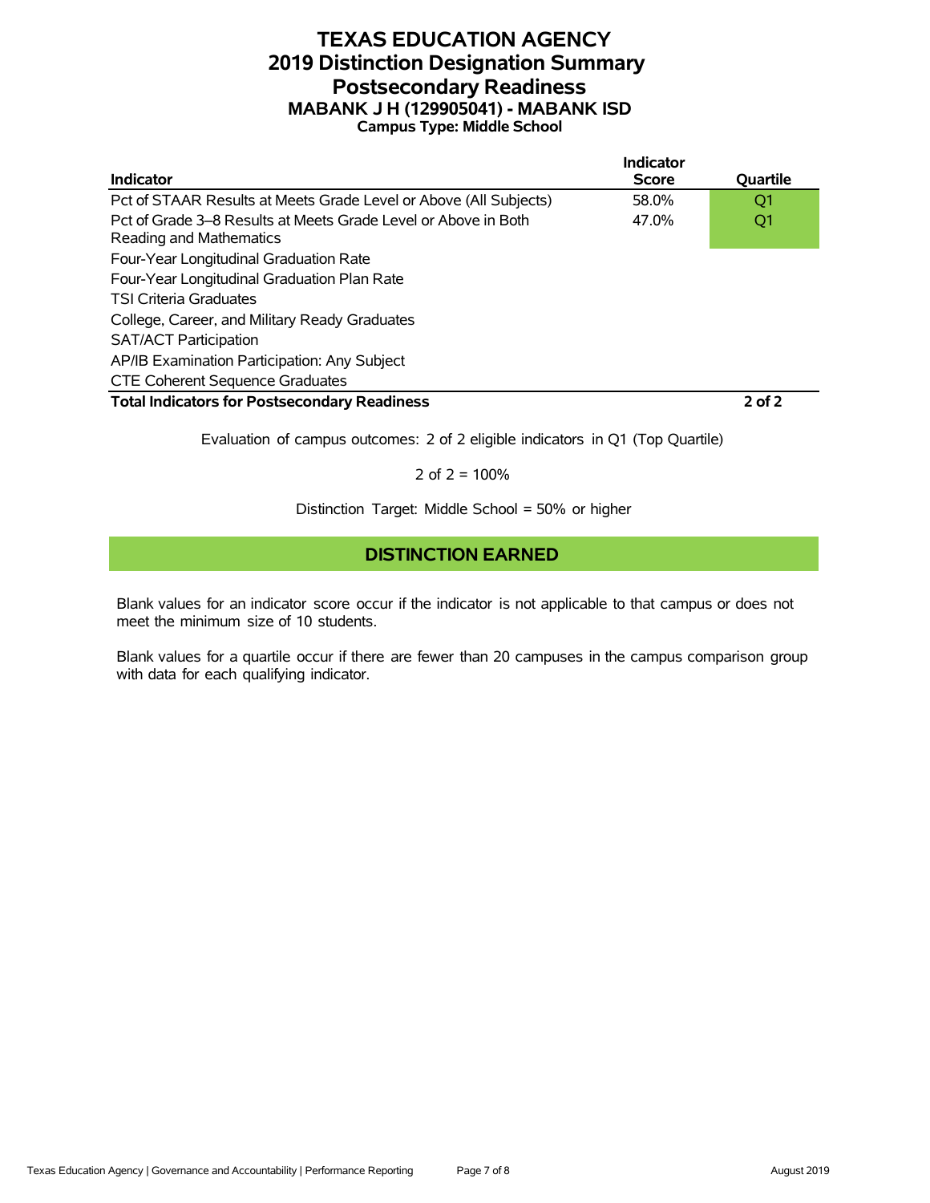# TEXAS EDUCATION AGENCY
## 2019 Distinction Designation Summary
## Postsecondary Readiness
### MABANK J H (129905041) - MABANK ISD
**Campus Type: Middle School**

| Indicator | Indicator Score | Quartile |
|---|---|---|
| Pct of STAAR Results at Meets Grade Level or Above (All Subjects) | 58.0% | Q1 |
| Pct of Grade 3–8 Results at Meets Grade Level or Above in Both Reading and Mathematics | 47.0% | Q1 |
| Four-Year Longitudinal Graduation Rate | | |
| Four-Year Longitudinal Graduation Plan Rate | | |
| TSI Criteria Graduates | | |
| College, Career, and Military Ready Graduates | | |
| SAT/ACT Participation | | |
| AP/IB Examination Participation: Any Subject | | |
| CTE Coherent Sequence Graduates | | |
| **Total Indicators for Postsecondary Readiness** | | **2 of 2** |

Evaluation of campus outcomes: 2 of 2 eligible indicators in Q1 (Top Quartile)

2 of 2 = 100%

Distinction Target: Middle School = 50% or higher

**DISTINCTION EARNED**

Blank values for an indicator score occur if the indicator is not applicable to that campus or does not meet the minimum size of 10 students.

Blank values for a quartile occur if there are fewer than 20 campuses in the campus comparison group with data for each qualifying indicator.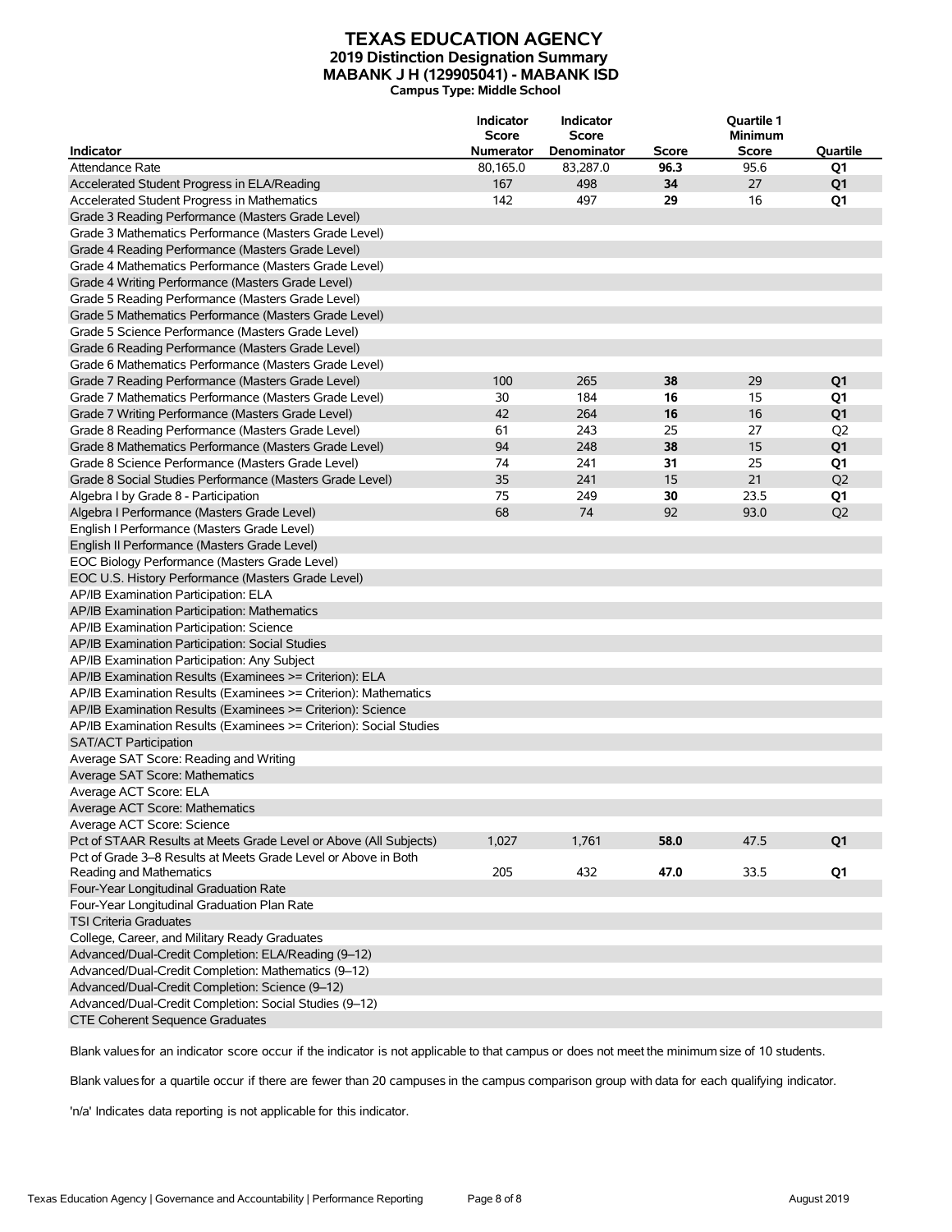# TEXAS EDUCATION AGENCY
## 2019 Distinction Designation Summary
## MABANK J H (129905041) - MABANK ISD
**Campus Type: Middle School**

| Indicator | Indicator Score Numerator | Indicator Score Denominator | Score | Quartile 1 Minimum Score | Quartile |
|---|---|---|---|---|---|
| Attendance Rate | 80,165.0 | 83,287.0 | **96.3** | 95.6 | **Q1** |
| Accelerated Student Progress in ELA/Reading | 167 | 498 | **34** | 27 | **Q1** |
| Accelerated Student Progress in Mathematics | 142 | 497 | **29** | 16 | **Q1** |
| Grade 3 Reading Performance (Masters Grade Level) | | | | | |
| Grade 3 Mathematics Performance (Masters Grade Level) | | | | | |
| Grade 4 Reading Performance (Masters Grade Level) | | | | | |
| Grade 4 Mathematics Performance (Masters Grade Level) | | | | | |
| Grade 4 Writing Performance (Masters Grade Level) | | | | | |
| Grade 5 Reading Performance (Masters Grade Level) | | | | | |
| Grade 5 Mathematics Performance (Masters Grade Level) | | | | | |
| Grade 5 Science Performance (Masters Grade Level) | | | | | |
| Grade 6 Reading Performance (Masters Grade Level) | | | | | |
| Grade 6 Mathematics Performance (Masters Grade Level) | | | | | |
| Grade 7 Reading Performance (Masters Grade Level) | 100 | 265 | **38** | 29 | **Q1** |
| Grade 7 Mathematics Performance (Masters Grade Level) | 30 | 184 | **16** | 15 | **Q1** |
| Grade 7 Writing Performance (Masters Grade Level) | 42 | 264 | **16** | 16 | **Q1** |
| Grade 8 Reading Performance (Masters Grade Level) | 61 | 243 | 25 | 27 | Q2 |
| Grade 8 Mathematics Performance (Masters Grade Level) | 94 | 248 | **38** | 15 | **Q1** |
| Grade 8 Science Performance (Masters Grade Level) | 74 | 241 | **31** | 25 | **Q1** |
| Grade 8 Social Studies Performance (Masters Grade Level) | 35 | 241 | 15 | 21 | Q2 |
| Algebra I by Grade 8 - Participation | 75 | 249 | **30** | 23.5 | **Q1** |
| Algebra I Performance (Masters Grade Level) | 68 | 74 | 92 | 93.0 | Q2 |
| English I Performance (Masters Grade Level) | | | | | |
| English II Performance (Masters Grade Level) | | | | | |
| EOC Biology Performance (Masters Grade Level) | | | | | |
| EOC U.S. History Performance (Masters Grade Level) | | | | | |
| AP/IB Examination Participation: ELA | | | | | |
| AP/IB Examination Participation: Mathematics | | | | | |
| AP/IB Examination Participation: Science | | | | | |
| AP/IB Examination Participation: Social Studies | | | | | |
| AP/IB Examination Participation: Any Subject | | | | | |
| AP/IB Examination Results (Examinees >= Criterion): ELA | | | | | |
| AP/IB Examination Results (Examinees >= Criterion): Mathematics | | | | | |
| AP/IB Examination Results (Examinees >= Criterion): Science | | | | | |
| AP/IB Examination Results (Examinees >= Criterion): Social Studies | | | | | |
| SAT/ACT Participation | | | | | |
| Average SAT Score: Reading and Writing | | | | | |
| Average SAT Score: Mathematics | | | | | |
| Average ACT Score: ELA | | | | | |
| Average ACT Score: Mathematics | | | | | |
| Average ACT Score: Science | | | | | |
| Pct of STAAR Results at Meets Grade Level or Above (All Subjects) | 1,027 | 1,761 | **58.0** | 47.5 | **Q1** |
| Pct of Grade 3–8 Results at Meets Grade Level or Above in Both Reading and Mathematics | 205 | 432 | **47.0** | 33.5 | **Q1** |
| Four-Year Longitudinal Graduation Rate | | | | | |
| Four-Year Longitudinal Graduation Plan Rate | | | | | |
| TSI Criteria Graduates | | | | | |
| College, Career, and Military Ready Graduates | | | | | |
| Advanced/Dual-Credit Completion: ELA/Reading (9–12) | | | | | |
| Advanced/Dual-Credit Completion: Mathematics (9–12) | | | | | |
| Advanced/Dual-Credit Completion: Science (9–12) | | | | | |
| Advanced/Dual-Credit Completion: Social Studies (9–12) | | | | | |
| CTE Coherent Sequence Graduates | | | | | |

Blank values for an indicator score occur if the indicator is not applicable to that campus or does not meet the minimum size of 10 students.

Blank values for a quartile occur if there are fewer than 20 campuses in the campus comparison group with data for each qualifying indicator.

'n/a' Indicates data reporting is not applicable for this indicator.